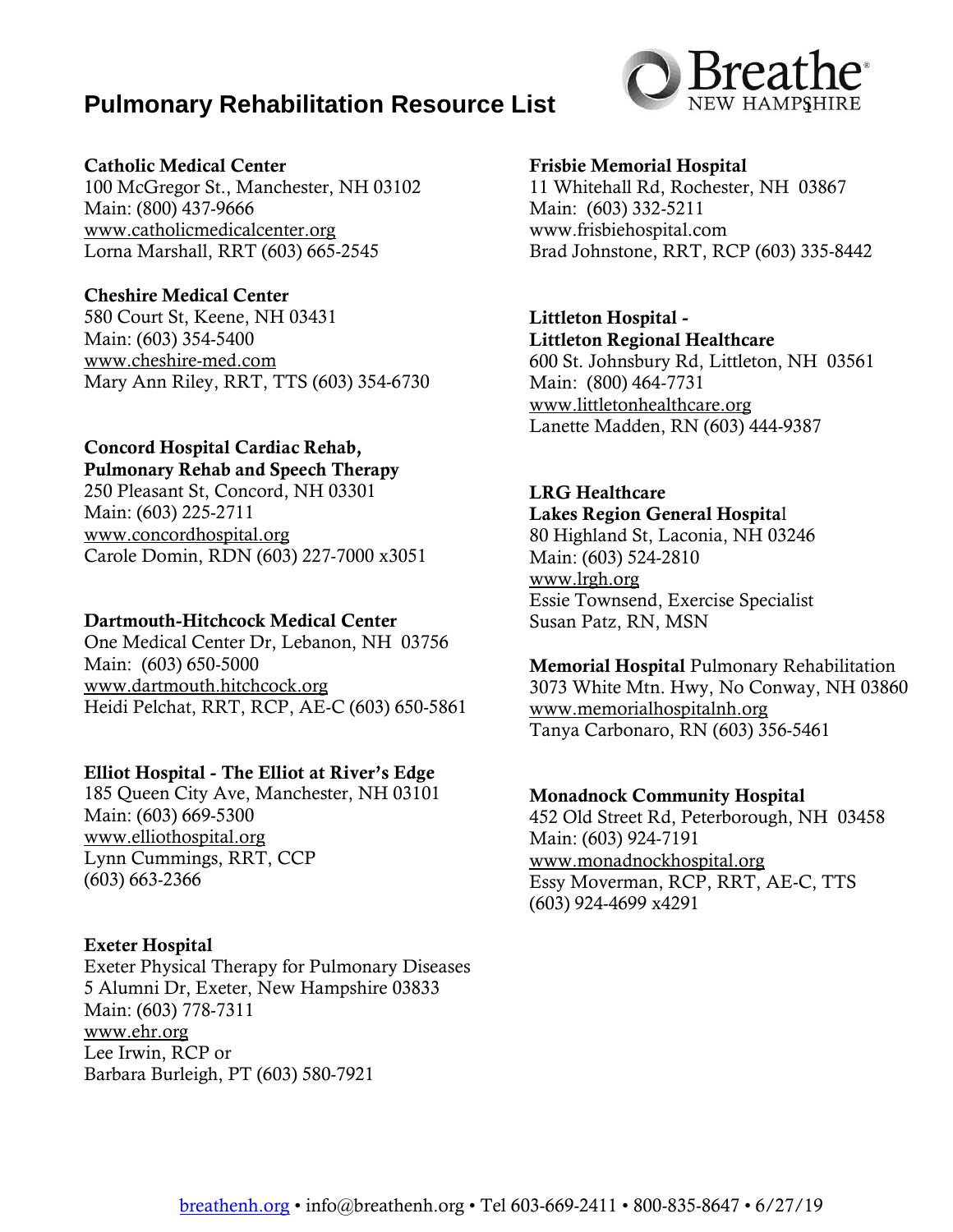# Pulmonary Rehabilitation Resource List

**Catholic Medical Center**
100 McGregor St., Manchester, NH 03102
Main: (800) 437-9666
www.catholicmedicalcenter.org
Lorna Marshall, RRT (603) 665-2545

**Cheshire Medical Center**
580 Court St, Keene, NH 03431
Main: (603) 354-5400
www.cheshire-med.com
Mary Ann Riley, RRT, TTS (603) 354-6730

**Concord Hospital Cardiac Rehab, Pulmonary Rehab and Speech Therapy**
250 Pleasant St, Concord, NH 03301
Main: (603) 225-2711
www.concordhospital.org
Carole Domin, RDN (603) 227-7000 x3051

**Dartmouth-Hitchcock Medical Center**
One Medical Center Dr, Lebanon, NH 03756
Main: (603) 650-5000
www.dartmouth.hitchcock.org
Heidi Pelchat, RRT, RCP, AE-C (603) 650-5861

**Elliot Hospital - The Elliot at River's Edge**
185 Queen City Ave, Manchester, NH 03101
Main: (603) 669-5300
www.elliothospital.org
Lynn Cummings, RRT, CCP
(603) 663-2366

**Exeter Hospital**
Exeter Physical Therapy for Pulmonary Diseases
5 Alumni Dr, Exeter, New Hampshire 03833
Main: (603) 778-7311
www.ehr.org
Lee Irwin, RCP or
Barbara Burleigh, PT (603) 580-7921

**Frisbie Memorial Hospital**
11 Whitehall Rd, Rochester, NH 03867
Main: (603) 332-5211
www.frisbiehospital.com
Brad Johnstone, RRT, RCP (603) 335-8442

**Littleton Hospital - Littleton Regional Healthcare**
600 St. Johnsbury Rd, Littleton, NH 03561
Main: (800) 464-7731
www.littletonhealthcare.org
Lanette Madden, RN (603) 444-9387

**LRG Healthcare**
**Lakes Region General Hospital**
80 Highland St, Laconia, NH 03246
Main: (603) 524-2810
www.lrgh.org
Essie Townsend, Exercise Specialist
Susan Patz, RN, MSN

**Memorial Hospital** Pulmonary Rehabilitation
3073 White Mtn. Hwy, No Conway, NH 03860
www.memorialhospitalnh.org
Tanya Carbonaro, RN (603) 356-5461

**Monadnock Community Hospital**
452 Old Street Rd, Peterborough, NH 03458
Main: (603) 924-7191
www.monadnockhospital.org
Essy Moverman, RCP, RRT, AE-C, TTS
(603) 924-4699 x4291

breathenh.org • info@breathenh.org • Tel 603-669-2411 • 800-835-8647 • 6/27/19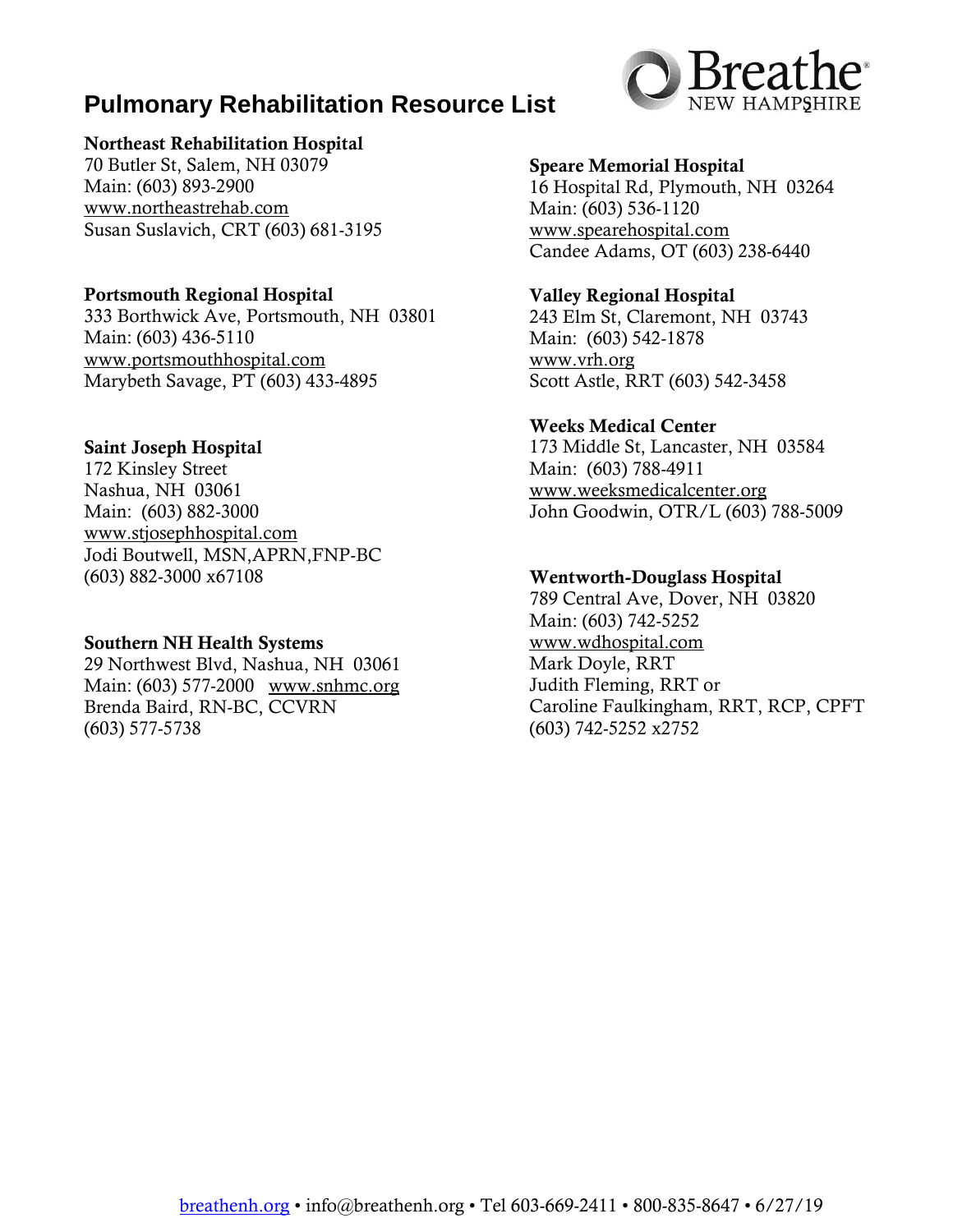# Pulmonary Rehabilitation Resource List

**Northeast Rehabilitation Hospital**
70 Butler St, Salem, NH 03079
Main: (603) 893-2900
www.northeastrehab.com
Susan Suslavich, CRT (603) 681-3195

**Portsmouth Regional Hospital**
333 Borthwick Ave, Portsmouth, NH 03801
Main: (603) 436-5110
www.portsmouthhospital.com
Marybeth Savage, PT (603) 433-4895

**Saint Joseph Hospital**
172 Kinsley Street
Nashua, NH 03061
Main: (603) 882-3000
www.stjosephhospital.com
Jodi Boutwell, MSN,APRN,FNP-BC
(603) 882-3000 x67108

**Southern NH Health Systems**
29 Northwest Blvd, Nashua, NH 03061
Main: (603) 577-2000 www.snhmc.org
Brenda Baird, RN-BC, CCVRN
(603) 577-5738

**Speare Memorial Hospital**
16 Hospital Rd, Plymouth, NH 03264
Main: (603) 536-1120
www.spearehospital.com
Candee Adams, OT (603) 238-6440

**Valley Regional Hospital**
243 Elm St, Claremont, NH 03743
Main: (603) 542-1878
www.vrh.org
Scott Astle, RRT (603) 542-3458

**Weeks Medical Center**
173 Middle St, Lancaster, NH 03584
Main: (603) 788-4911
www.weeksmedicalcenter.org
John Goodwin, OTR/L (603) 788-5009

**Wentworth-Douglass Hospital**
789 Central Ave, Dover, NH 03820
Main: (603) 742-5252
www.wdhospital.com
Mark Doyle, RRT
Judith Fleming, RRT or
Caroline Faulkingham, RRT, RCP, CPFT
(603) 742-5252 x2752

breathenh.org • info@breathenh.org • Tel 603-669-2411 • 800-835-8647 • 6/27/19